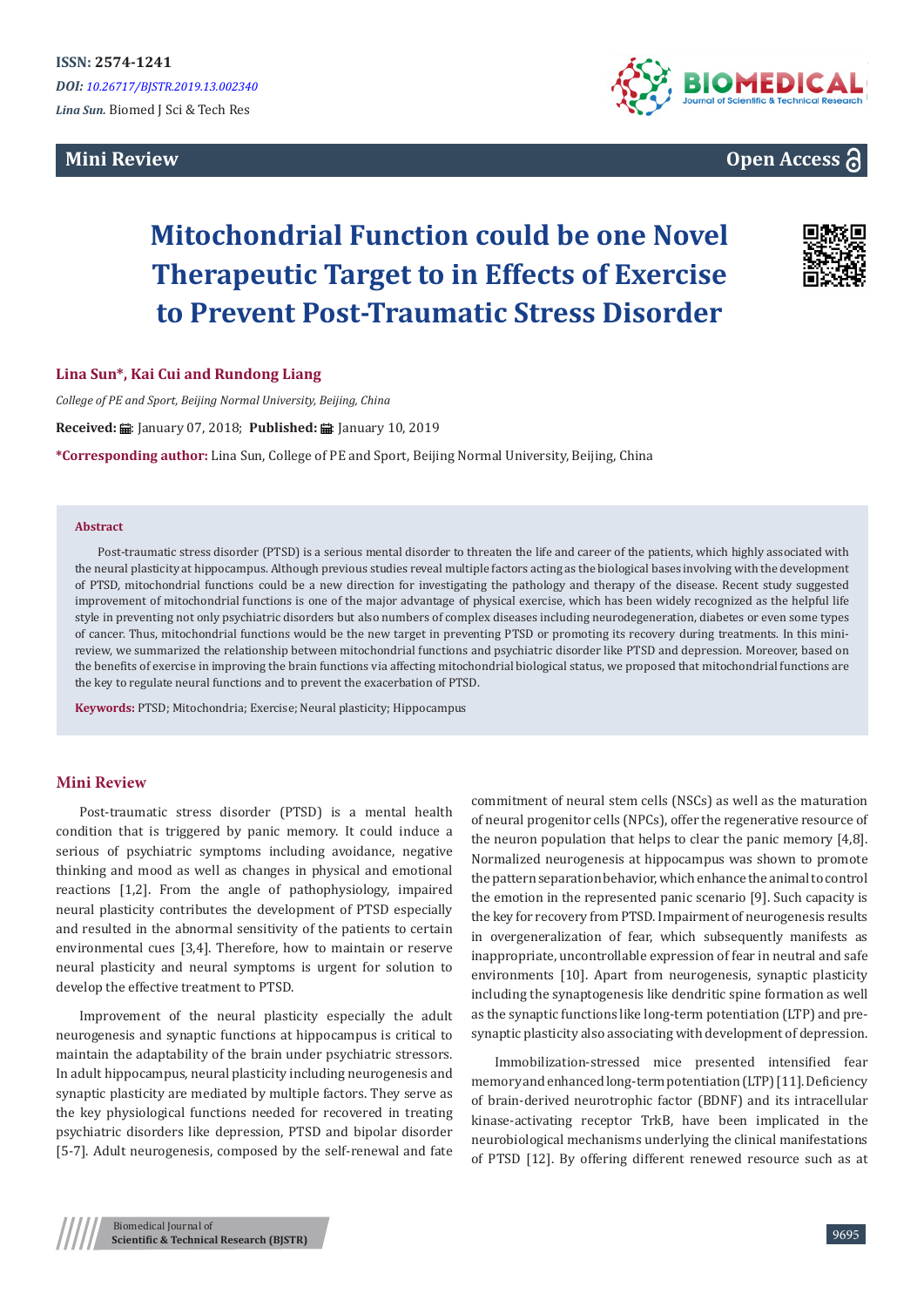ISSN: 2574-1241

*DOI: 10.26717/BJSTR.2019.13.002340*

*Lina Sun.* Biomed J Sci & Tech Res

**Mini Review**

**Open Access**

# Mitochondrial Function could be one Novel Therapeutic Target to in Effects of Exercise to Prevent Post-Traumatic Stress Disorder

**Lina Sun*, Kai Cui and Rundong Liang**

*College of PE and Sport, Beijing Normal University, Beijing, China*

**Received:** January 07, 2018; **Published:** January 10, 2019

***Corresponding author:** Lina Sun, College of PE and Sport, Beijing Normal University, Beijing, China

## Abstract

Post-traumatic stress disorder (PTSD) is a serious mental disorder to threaten the life and career of the patients, which highly associated with the neural plasticity at hippocampus. Although previous studies reveal multiple factors acting as the biological bases involving with the development of PTSD, mitochondrial functions could be a new direction for investigating the pathology and therapy of the disease. Recent study suggested improvement of mitochondrial functions is one of the major advantage of physical exercise, which has been widely recognized as the helpful life style in preventing not only psychiatric disorders but also numbers of complex diseases including neurodegeneration, diabetes or even some types of cancer. Thus, mitochondrial functions would be the new target in preventing PTSD or promoting its recovery during treatments. In this mini-review, we summarized the relationship between mitochondrial functions and psychiatric disorder like PTSD and depression. Moreover, based on the benefits of exercise in improving the brain functions via affecting mitochondrial biological status, we proposed that mitochondrial functions are the key to regulate neural functions and to prevent the exacerbation of PTSD.

**Keywords:** PTSD; Mitochondria; Exercise; Neural plasticity; Hippocampus

## Mini Review

Post-traumatic stress disorder (PTSD) is a mental health condition that is triggered by panic memory. It could induce a serious of psychiatric symptoms including avoidance, negative thinking and mood as well as changes in physical and emotional reactions [1,2]. From the angle of pathophysiology, impaired neural plasticity contributes the development of PTSD especially and resulted in the abnormal sensitivity of the patients to certain environmental cues [3,4]. Therefore, how to maintain or reserve neural plasticity and neural symptoms is urgent for solution to develop the effective treatment to PTSD.

Improvement of the neural plasticity especially the adult neurogenesis and synaptic functions at hippocampus is critical to maintain the adaptability of the brain under psychiatric stressors. In adult hippocampus, neural plasticity including neurogenesis and synaptic plasticity are mediated by multiple factors. They serve as the key physiological functions needed for recovered in treating psychiatric disorders like depression, PTSD and bipolar disorder [5-7]. Adult neurogenesis, composed by the self-renewal and fate commitment of neural stem cells (NSCs) as well as the maturation of neural progenitor cells (NPCs), offer the regenerative resource of the neuron population that helps to clear the panic memory [4,8]. Normalized neurogenesis at hippocampus was shown to promote the pattern separation behavior, which enhance the animal to control the emotion in the represented panic scenario [9]. Such capacity is the key for recovery from PTSD. Impairment of neurogenesis results in overgeneralization of fear, which subsequently manifests as inappropriate, uncontrollable expression of fear in neutral and safe environments [10]. Apart from neurogenesis, synaptic plasticity including the synaptogenesis like dendritic spine formation as well as the synaptic functions like long-term potentiation (LTP) and pre-synaptic plasticity also associating with development of depression.

Immobilization-stressed mice presented intensified fear memory and enhanced long-term potentiation (LTP) [11]. Deficiency of brain-derived neurotrophic factor (BDNF) and its intracellular kinase-activating receptor TrkB, have been implicated in the neurobiological mechanisms underlying the clinical manifestations of PTSD [12]. By offering different renewed resource such as at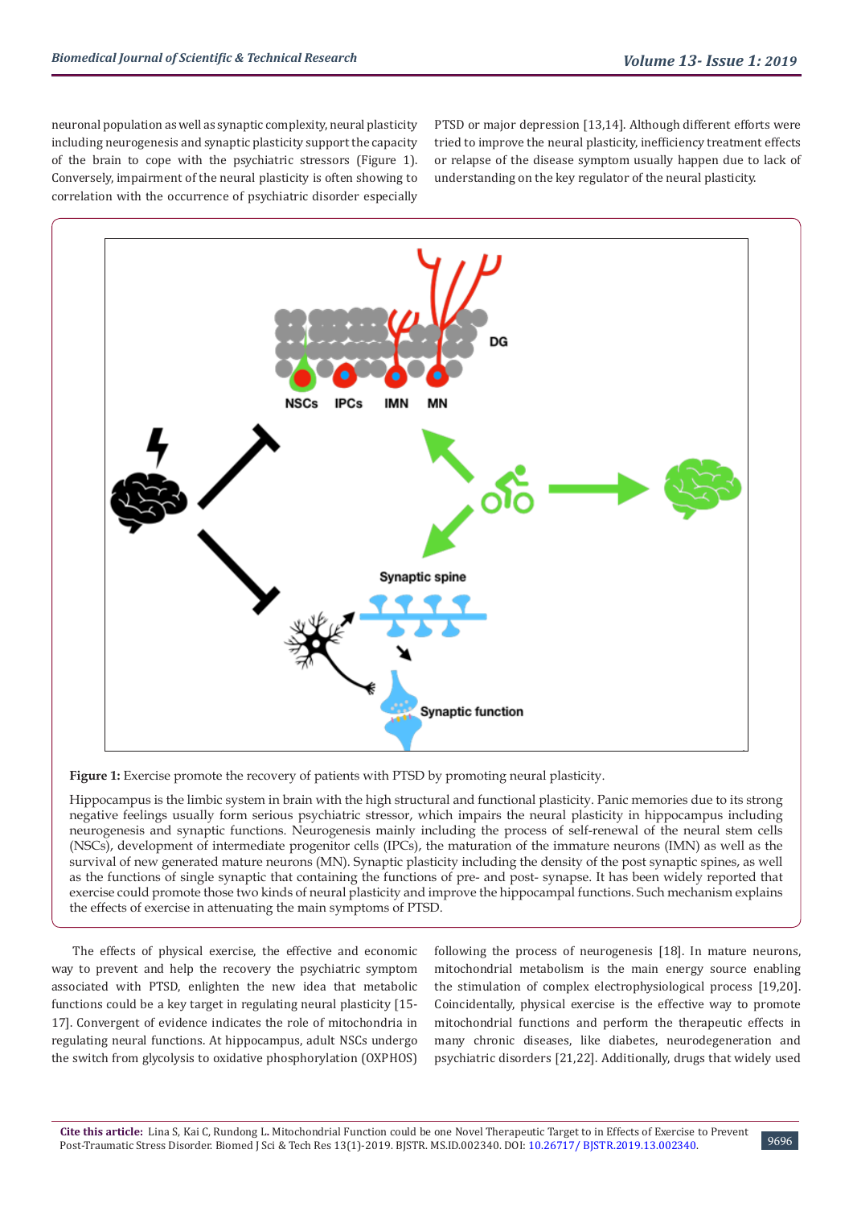neuronal population as well as synaptic complexity, neural plasticity including neurogenesis and synaptic plasticity support the capacity of the brain to cope with the psychiatric stressors (Figure 1). Conversely, impairment of the neural plasticity is often showing to correlation with the occurrence of psychiatric disorder especially PTSD or major depression [13,14]. Although different efforts were tried to improve the neural plasticity, inefficiency treatment effects or relapse of the disease symptom usually happen due to lack of understanding on the key regulator of the neural plasticity.

**Figure 1:** Exercise promote the recovery of patients with PTSD by promoting neural plasticity.

Hippocampus is the limbic system in brain with the high structural and functional plasticity. Panic memories due to its strong negative feelings usually form serious psychiatric stressor, which impairs the neural plasticity in hippocampus including neurogenesis and synaptic functions. Neurogenesis mainly including the process of self-renewal of the neural stem cells (NSCs), development of intermediate progenitor cells (IPCs), the maturation of the immature neurons (IMN) as well as the survival of new generated mature neurons (MN). Synaptic plasticity including the density of the post synaptic spines, as well as the functions of single synaptic that containing the functions of pre- and post- synapse. It has been widely reported that exercise could promote those two kinds of neural plasticity and improve the hippocampal functions. Such mechanism explains the effects of exercise in attenuating the main symptoms of PTSD.

The effects of physical exercise, the effective and economic way to prevent and help the recovery the psychiatric symptom associated with PTSD, enlighten the new idea that metabolic functions could be a key target in regulating neural plasticity [15-17]. Convergent of evidence indicates the role of mitochondria in regulating neural functions. At hippocampus, adult NSCs undergo the switch from glycolysis to oxidative phosphorylation (OXPHOS) following the process of neurogenesis [18]. In mature neurons, mitochondrial metabolism is the main energy source enabling the stimulation of complex electrophysiological process [19,20]. Coincidentally, physical exercise is the effective way to promote mitochondrial functions and perform the therapeutic effects in many chronic diseases, like diabetes, neurodegeneration and psychiatric disorders [21,22]. Additionally, drugs that widely used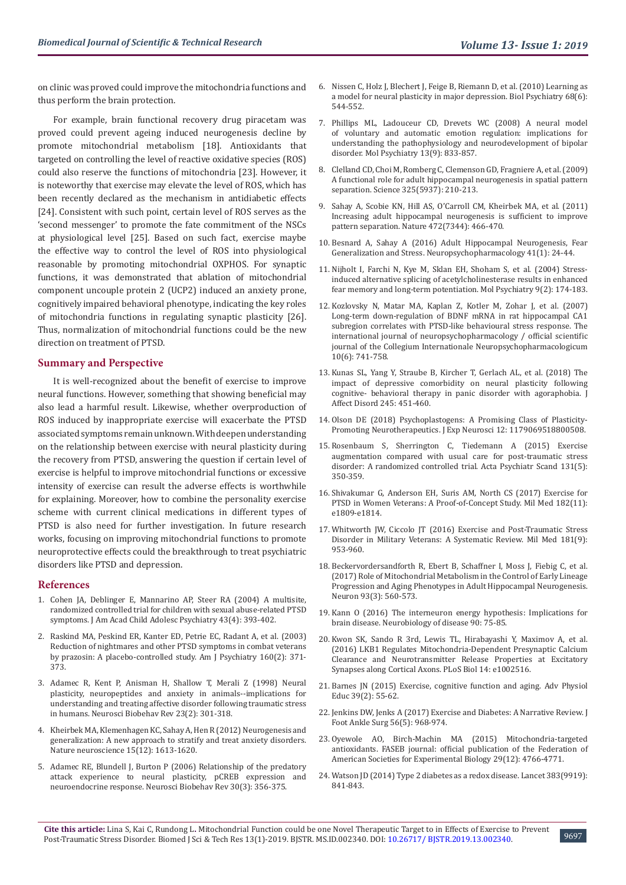on clinic was proved could improve the mitochondria functions and thus perform the brain protection.

For example, brain functional recovery drug piracetam was proved could prevent ageing induced neurogenesis decline by promote mitochondrial metabolism [18]. Antioxidants that targeted on controlling the level of reactive oxidative species (ROS) could also reserve the functions of mitochondria [23]. However, it is noteworthy that exercise may elevate the level of ROS, which has been recently declared as the mechanism in antidiabetic effects [24]. Consistent with such point, certain level of ROS serves as the 'second messenger' to promote the fate commitment of the NSCs at physiological level [25]. Based on such fact, exercise maybe the effective way to control the level of ROS into physiological reasonable by promoting mitochondrial OXPHOS. For synaptic functions, it was demonstrated that ablation of mitochondrial component uncouple protein 2 (UCP2) induced an anxiety prone, cognitively impaired behavioral phenotype, indicating the key roles of mitochondria functions in regulating synaptic plasticity [26]. Thus, normalization of mitochondrial functions could be the new direction on treatment of PTSD.

## Summary and Perspective

It is well-recognized about the benefit of exercise to improve neural functions. However, something that showing beneficial may also lead a harmful result. Likewise, whether overproduction of ROS induced by inappropriate exercise will exacerbate the PTSD associated symptoms remain unknown. With deepen understanding on the relationship between exercise with neural plasticity during the recovery from PTSD, answering the question if certain level of exercise is helpful to improve mitochondrial functions or excessive intensity of exercise can result the adverse effects is worthwhile for explaining. Moreover, how to combine the personality exercise scheme with current clinical medications in different types of PTSD is also need for further investigation. In future research works, focusing on improving mitochondrial functions to promote neuroprotective effects could the breakthrough to treat psychiatric disorders like PTSD and depression.

## References

1. Cohen JA, Deblinger E, Mannarino AP, Steer RA (2004) A multisite, randomized controlled trial for children with sexual abuse-related PTSD symptoms. J Am Acad Child Adolesc Psychiatry 43(4): 393-402.
2. Raskind MA, Peskind ER, Kanter ED, Petrie EC, Radant A, et al. (2003) Reduction of nightmares and other PTSD symptoms in combat veterans by prazosin: A placebo-controlled study. Am J Psychiatry 160(2): 371-373.
3. Adamec R, Kent P, Anisman H, Shallow T, Merali Z (1998) Neural plasticity, neuropeptides and anxiety in animals--implications for understanding and treating affective disorder following traumatic stress in humans. Neurosci Biobehav Rev 23(2): 301-318.
4. Kheirbek MA, Klemenhagen KC, Sahay A, Hen R (2012) Neurogenesis and generalization: A new approach to stratify and treat anxiety disorders. Nature neuroscience 15(12): 1613-1620.
5. Adamec RE, Blundell J, Burton P (2006) Relationship of the predatory attack experience to neural plasticity, pCREB expression and neuroendocrine response. Neurosci Biobehav Rev 30(3): 356-375.
6. Nissen C, Holz J, Blechert J, Feige B, Riemann D, et al. (2010) Learning as a model for neural plasticity in major depression. Biol Psychiatry 68(6): 544-552.
7. Phillips ML, Ladouceur CD, Drevets WC (2008) A neural model of voluntary and automatic emotion regulation: implications for understanding the pathophysiology and neurodevelopment of bipolar disorder. Mol Psychiatry 13(9): 833-857.
8. Clelland CD, Choi M, Romberg C, Clemenson GD, Fragniere A, et al. (2009) A functional role for adult hippocampal neurogenesis in spatial pattern separation. Science 325(5937): 210-213.
9. Sahay A, Scobie KN, Hill AS, O'Carroll CM, Kheirbek MA, et al. (2011) Increasing adult hippocampal neurogenesis is sufficient to improve pattern separation. Nature 472(7344): 466-470.
10. Besnard A, Sahay A (2016) Adult Hippocampal Neurogenesis, Fear Generalization and Stress. Neuropsychopharmacology 41(1): 24-44.
11. Nijholt I, Farchi N, Kye M, Sklan EH, Shoham S, et al. (2004) Stress-induced alternative splicing of acetylcholinesterase results in enhanced fear memory and long-term potentiation. Mol Psychiatry 9(2): 174-183.
12. Kozlovsky N, Matar MA, Kaplan Z, Kotler M, Zohar J, et al. (2007) Long-term down-regulation of BDNF mRNA in rat hippocampal CA1 subregion correlates with PTSD-like behavioural stress response. The international journal of neuropsychopharmacology / official scientific journal of the Collegium Internationale Neuropsychopharmacologicum 10(6): 741-758.
13. Kunas SL, Yang Y, Straube B, Kircher T, Gerlach AL, et al. (2018) The impact of depressive comorbidity on neural plasticity following cognitive- behavioral therapy in panic disorder with agoraphobia. J Affect Disord 245: 451-460.
14. Olson DE (2018) Psychoplastogens: A Promising Class of Plasticity-Promoting Neurotherapeutics. J Exp Neurosci 12: 1179069518800508.
15. Rosenbaum S, Sherrington C, Tiedemann A (2015) Exercise augmentation compared with usual care for post-traumatic stress disorder: A randomized controlled trial. Acta Psychiatr Scand 131(5): 350-359.
16. Shivakumar G, Anderson EH, Suris AM, North CS (2017) Exercise for PTSD in Women Veterans: A Proof-of-Concept Study. Mil Med 182(11): e1809-e1814.
17. Whitworth JW, Ciccolo JT (2016) Exercise and Post-Traumatic Stress Disorder in Military Veterans: A Systematic Review. Mil Med 181(9): 953-960.
18. Beckervordersandforth R, Ebert B, Schaffner I, Moss J, Fiebig C, et al. (2017) Role of Mitochondrial Metabolism in the Control of Early Lineage Progression and Aging Phenotypes in Adult Hippocampal Neurogenesis. Neuron 93(3): 560-573.
19. Kann O (2016) The interneuron energy hypothesis: Implications for brain disease. Neurobiology of disease 90: 75-85.
20. Kwon SK, Sando R 3rd, Lewis TL, Hirabayashi Y, Maximov A, et al. (2016) LKB1 Regulates Mitochondria-Dependent Presynaptic Calcium Clearance and Neurotransmitter Release Properties at Excitatory Synapses along Cortical Axons. PLoS Biol 14: e1002516.
21. Barnes JN (2015) Exercise, cognitive function and aging. Adv Physiol Educ 39(2): 55-62.
22. Jenkins DW, Jenks A (2017) Exercise and Diabetes: A Narrative Review. J Foot Ankle Surg 56(5): 968-974.
23. Oyewole AO, Birch-Machin MA (2015) Mitochondria-targeted antioxidants. FASEB journal: official publication of the Federation of American Societies for Experimental Biology 29(12): 4766-4771.
24. Watson JD (2014) Type 2 diabetes as a redox disease. Lancet 383(9919): 841-843.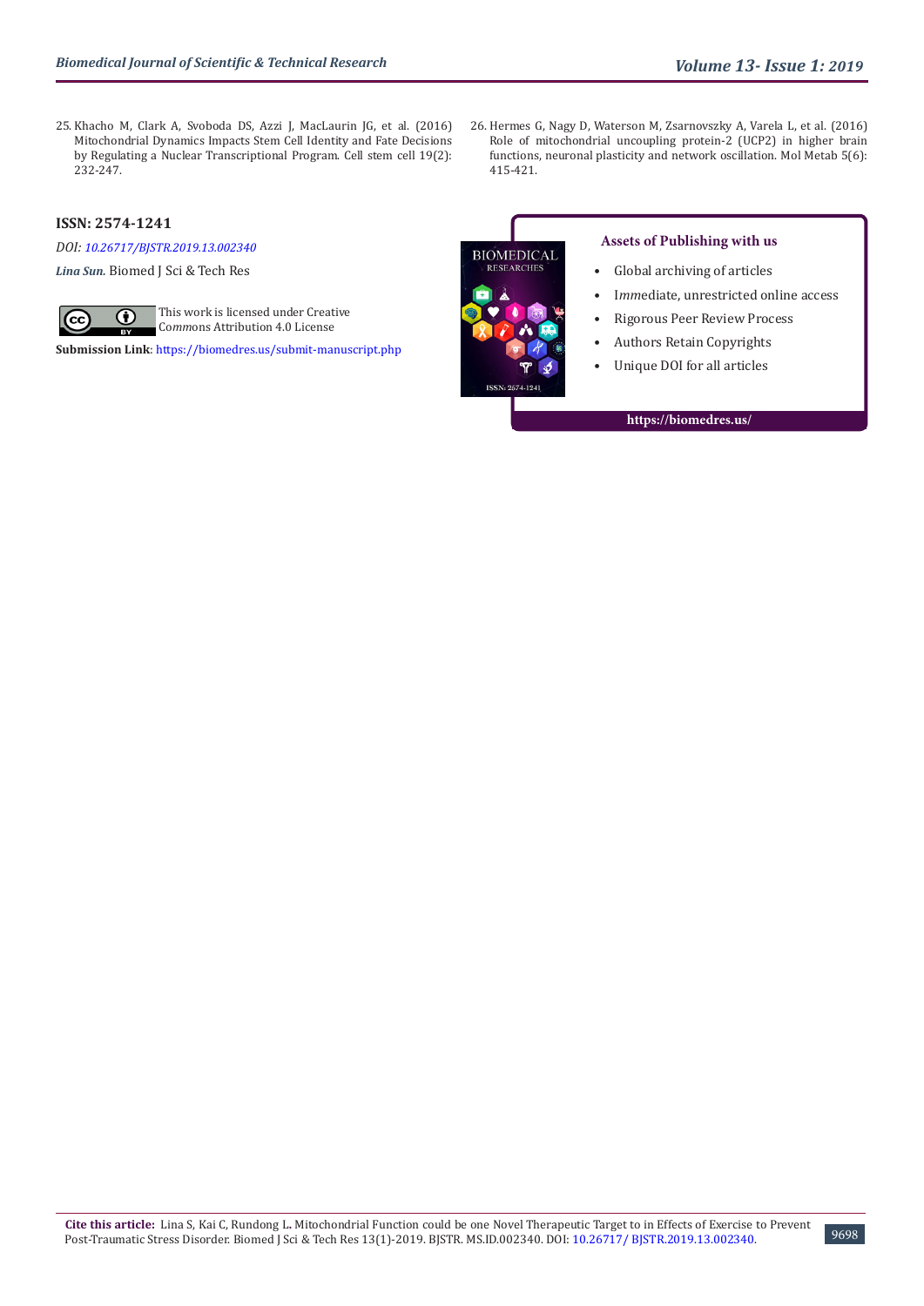25. Khacho M, Clark A, Svoboda DS, Azzi J, MacLaurin JG, et al. (2016) Mitochondrial Dynamics Impacts Stem Cell Identity and Fate Decisions by Regulating a Nuclear Transcriptional Program. Cell stem cell 19(2): 232-247.

26. Hermes G, Nagy D, Waterson M, Zsarnovszky A, Varela L, et al. (2016) Role of mitochondrial uncoupling protein-2 (UCP2) in higher brain functions, neuronal plasticity and network oscillation. Mol Metab 5(6): 415-421.

**ISSN: 2574-1241**

*DOI: 10.26717/BJSTR.2019.13.002340*

***Lina Sun.*** Biomed J Sci & Tech Res

This work is licensed under Creative Commons Attribution 4.0 License

**Submission Link**: https://biomedres.us/submit-manuscript.php

**Assets of Publishing with us**

- Global archiving of articles
- Immediate, unrestricted online access
- Rigorous Peer Review Process
- Authors Retain Copyrights
- Unique DOI for all articles

**https://biomedres.us/**

**Cite this article:** Lina S, Kai C, Rundong L. Mitochondrial Function could be one Novel Therapeutic Target to in Effects of Exercise to Prevent Post-Traumatic Stress Disorder. Biomed J Sci & Tech Res 13(1)-2019. BJSTR. MS.ID.002340. DOI: 10.26717/ BJSTR.2019.13.002340.